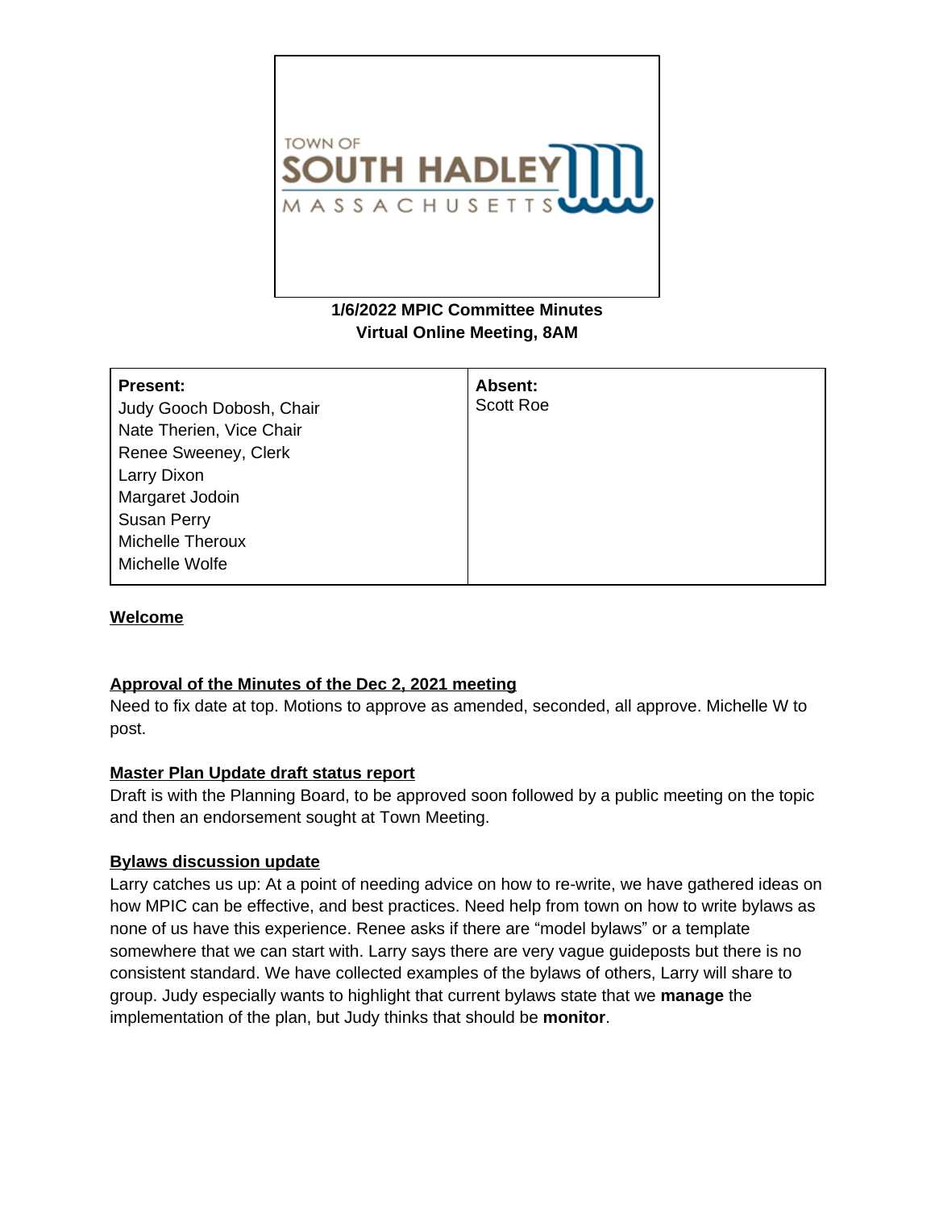TOWN OF SOUTH HADLEY MASSACHUSETTS

**1/6/2022 MPIC Committee Minutes**
**Virtual Online Meeting, 8AM**

| **Present:** | **Absent:** |
|---|---|
| Judy Gooch Dobosh, Chair<br>Nate Therien, Vice Chair<br>Renee Sweeney, Clerk<br>Larry Dixon<br>Margaret Jodoin<br>Susan Perry<br>Michelle Theroux<br>Michelle Wolfe | Scott Roe |

**Welcome**

**Approval of the Minutes of the Dec 2, 2021 meeting**

Need to fix date at top. Motions to approve as amended, seconded, all approve. Michelle W to post.

**Master Plan Update draft status report**

Draft is with the Planning Board, to be approved soon followed by a public meeting on the topic and then an endorsement sought at Town Meeting.

**Bylaws discussion update**

Larry catches us up: At a point of needing advice on how to re-write, we have gathered ideas on how MPIC can be effective, and best practices. Need help from town on how to write bylaws as none of us have this experience. Renee asks if there are "model bylaws" or a template somewhere that we can start with. Larry says there are very vague guideposts but there is no consistent standard. We have collected examples of the bylaws of others, Larry will share to group. Judy especially wants to highlight that current bylaws state that we **manage** the implementation of the plan, but Judy thinks that should be **monitor**.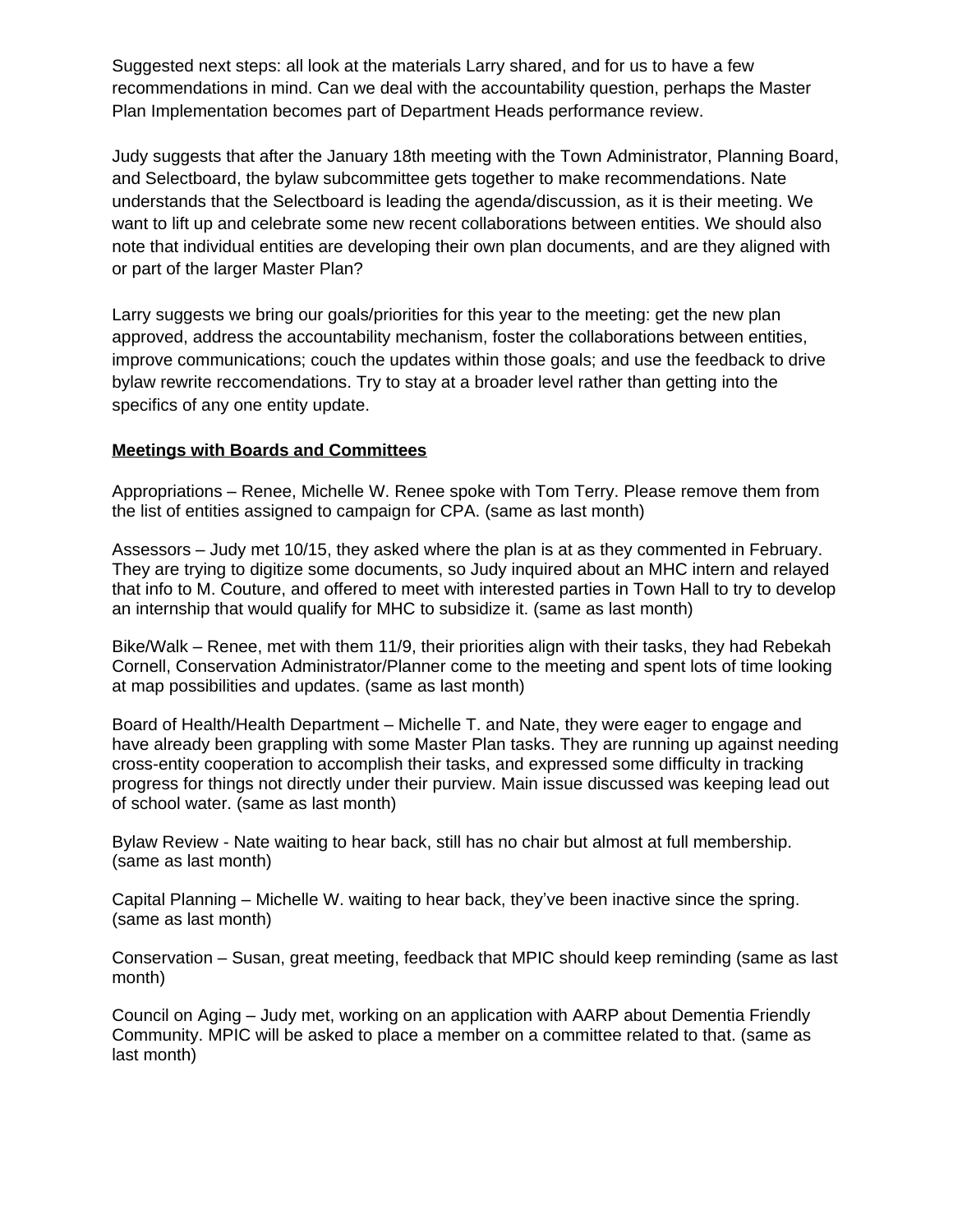Suggested next steps: all look at the materials Larry shared, and for us to have a few recommendations in mind. Can we deal with the accountability question, perhaps the Master Plan Implementation becomes part of Department Heads performance review.

Judy suggests that after the January 18th meeting with the Town Administrator, Planning Board, and Selectboard, the bylaw subcommittee gets together to make recommendations. Nate understands that the Selectboard is leading the agenda/discussion, as it is their meeting. We want to lift up and celebrate some new recent collaborations between entities. We should also note that individual entities are developing their own plan documents, and are they aligned with or part of the larger Master Plan?

Larry suggests we bring our goals/priorities for this year to the meeting: get the new plan approved, address the accountability mechanism, foster the collaborations between entities, improve communications; couch the updates within those goals; and use the feedback to drive bylaw rewrite reccomendations. Try to stay at a broader level rather than getting into the specifics of any one entity update.

**Meetings with Boards and Committees**

Appropriations – Renee, Michelle W. Renee spoke with Tom Terry. Please remove them from the list of entities assigned to campaign for CPA. (same as last month)

Assessors – Judy met 10/15, they asked where the plan is at as they commented in February. They are trying to digitize some documents, so Judy inquired about an MHC intern and relayed that info to M. Couture, and offered to meet with interested parties in Town Hall to try to develop an internship that would qualify for MHC to subsidize it. (same as last month)

Bike/Walk – Renee, met with them 11/9, their priorities align with their tasks, they had Rebekah Cornell, Conservation Administrator/Planner come to the meeting and spent lots of time looking at map possibilities and updates. (same as last month)

Board of Health/Health Department – Michelle T. and Nate, they were eager to engage and have already been grappling with some Master Plan tasks. They are running up against needing cross-entity cooperation to accomplish their tasks, and expressed some difficulty in tracking progress for things not directly under their purview. Main issue discussed was keeping lead out of school water. (same as last month)

Bylaw Review - Nate waiting to hear back, still has no chair but almost at full membership. (same as last month)

Capital Planning – Michelle W. waiting to hear back, they've been inactive since the spring. (same as last month)

Conservation – Susan, great meeting, feedback that MPIC should keep reminding (same as last month)

Council on Aging – Judy met, working on an application with AARP about Dementia Friendly Community. MPIC will be asked to place a member on a committee related to that. (same as last month)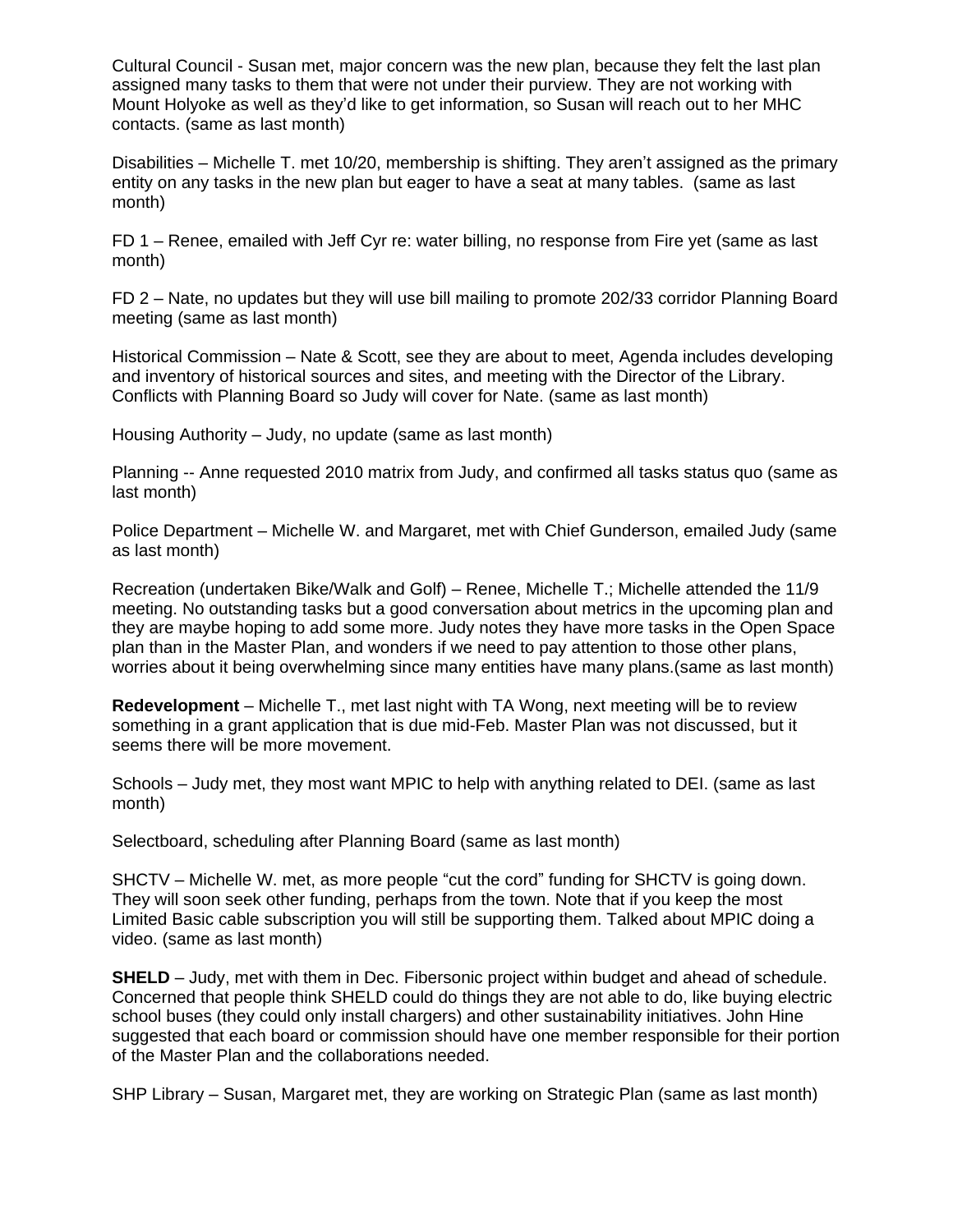Cultural Council - Susan met, major concern was the new plan, because they felt the last plan assigned many tasks to them that were not under their purview. They are not working with Mount Holyoke as well as they'd like to get information, so Susan will reach out to her MHC contacts. (same as last month)

Disabilities – Michelle T. met 10/20, membership is shifting. They aren't assigned as the primary entity on any tasks in the new plan but eager to have a seat at many tables. (same as last month)

FD 1 – Renee, emailed with Jeff Cyr re: water billing, no response from Fire yet (same as last month)

FD 2 – Nate, no updates but they will use bill mailing to promote 202/33 corridor Planning Board meeting (same as last month)

Historical Commission – Nate & Scott, see they are about to meet, Agenda includes developing and inventory of historical sources and sites, and meeting with the Director of the Library. Conflicts with Planning Board so Judy will cover for Nate. (same as last month)

Housing Authority – Judy, no update (same as last month)

Planning -- Anne requested 2010 matrix from Judy, and confirmed all tasks status quo (same as last month)

Police Department – Michelle W. and Margaret, met with Chief Gunderson, emailed Judy (same as last month)

Recreation (undertaken Bike/Walk and Golf) – Renee, Michelle T.; Michelle attended the 11/9 meeting. No outstanding tasks but a good conversation about metrics in the upcoming plan and they are maybe hoping to add some more. Judy notes they have more tasks in the Open Space plan than in the Master Plan, and wonders if we need to pay attention to those other plans, worries about it being overwhelming since many entities have many plans.(same as last month)

**Redevelopment** – Michelle T., met last night with TA Wong, next meeting will be to review something in a grant application that is due mid-Feb. Master Plan was not discussed, but it seems there will be more movement.

Schools – Judy met, they most want MPIC to help with anything related to DEI. (same as last month)

Selectboard, scheduling after Planning Board (same as last month)

SHCTV – Michelle W. met, as more people "cut the cord" funding for SHCTV is going down. They will soon seek other funding, perhaps from the town. Note that if you keep the most Limited Basic cable subscription you will still be supporting them. Talked about MPIC doing a video. (same as last month)

**SHELD** – Judy, met with them in Dec. Fibersonic project within budget and ahead of schedule. Concerned that people think SHELD could do things they are not able to do, like buying electric school buses (they could only install chargers) and other sustainability initiatives. John Hine suggested that each board or commission should have one member responsible for their portion of the Master Plan and the collaborations needed.

SHP Library – Susan, Margaret met, they are working on Strategic Plan (same as last month)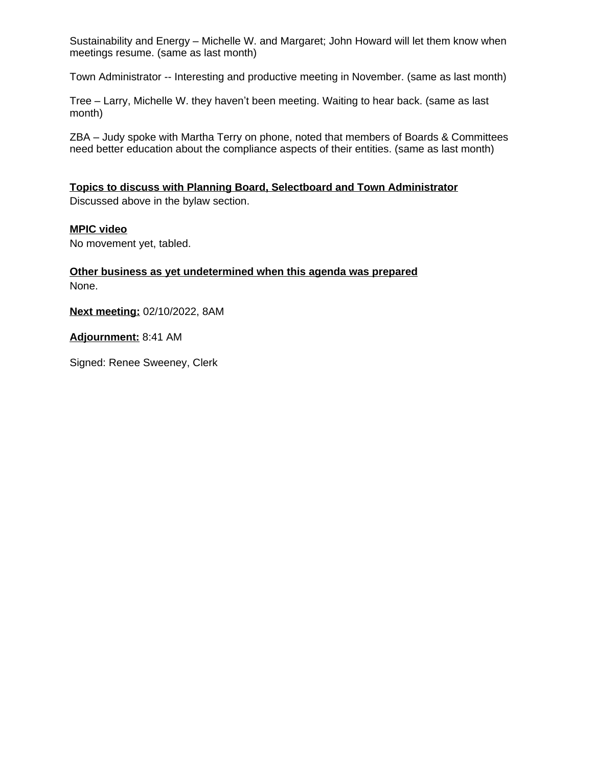Sustainability and Energy – Michelle W. and Margaret; John Howard will let them know when meetings resume. (same as last month)

Town Administrator -- Interesting and productive meeting in November. (same as last month)

Tree – Larry, Michelle W. they haven't been meeting. Waiting to hear back. (same as last month)

ZBA – Judy spoke with Martha Terry on phone, noted that members of Boards & Committees need better education about the compliance aspects of their entities. (same as last month)

**Topics to discuss with Planning Board, Selectboard and Town Administrator**

Discussed above in the bylaw section.

**MPIC video**

No movement yet, tabled.

**Other business as yet undetermined when this agenda was prepared**

None.

**Next meeting:** 02/10/2022, 8AM

**Adjournment:** 8:41 AM

Signed: Renee Sweeney, Clerk